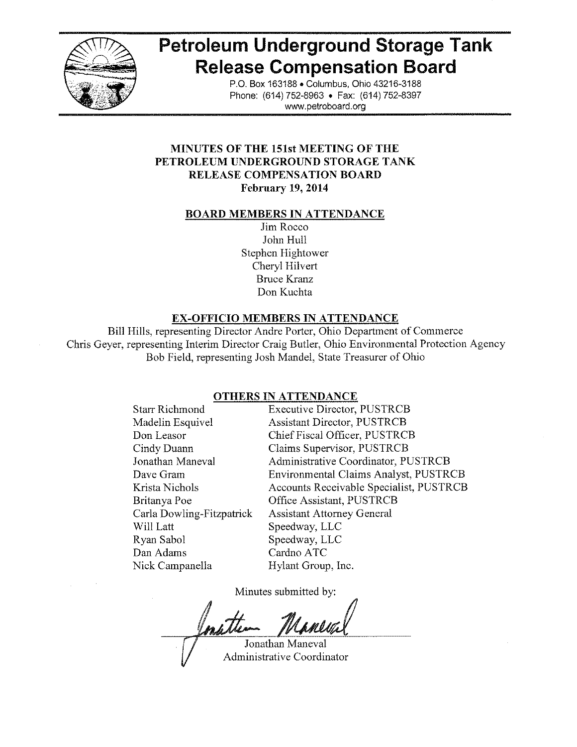# Petroleum Underground Storage Tank Release Compensation Board

P.O. Box 163188 • Columbus, Ohio 43216-3188
Phone: (614) 752-8963 • Fax: (614) 752-8397
www.petroboard.org

## MINUTES OF THE 151st MEETING OF THE PETROLEUM UNDERGROUND STORAGE TANK RELEASE COMPENSATION BOARD

**February 19, 2014**

### BOARD MEMBERS IN ATTENDANCE

Jim Rocco
John Hull
Stephen Hightower
Cheryl Hilvert
Bruce Kranz
Don Kuchta

### EX-OFFICIO MEMBERS IN ATTENDANCE

Bill Hills, representing Director Andre Porter, Ohio Department of Commerce
Chris Geyer, representing Interim Director Craig Butler, Ohio Environmental Protection Agency
Bob Field, representing Josh Mandel, State Treasurer of Ohio

### OTHERS IN ATTENDANCE

| | |
|---|---|
| Starr Richmond | Executive Director, PUSTRCB |
| Madelin Esquivel | Assistant Director, PUSTRCB |
| Don Leasor | Chief Fiscal Officer, PUSTRCB |
| Cindy Duann | Claims Supervisor, PUSTRCB |
| Jonathan Maneval | Administrative Coordinator, PUSTRCB |
| Dave Gram | Environmental Claims Analyst, PUSTRCB |
| Krista Nichols | Accounts Receivable Specialist, PUSTRCB |
| Britanya Poe | Office Assistant, PUSTRCB |
| Carla Dowling-Fitzpatrick | Assistant Attorney General |
| Will Latt | Speedway, LLC |
| Ryan Sabol | Speedway, LLC |
| Dan Adams | Cardno ATC |
| Nick Campanella | Hylant Group, Inc. |

Minutes submitted by:

Jonathan Maneval
Administrative Coordinator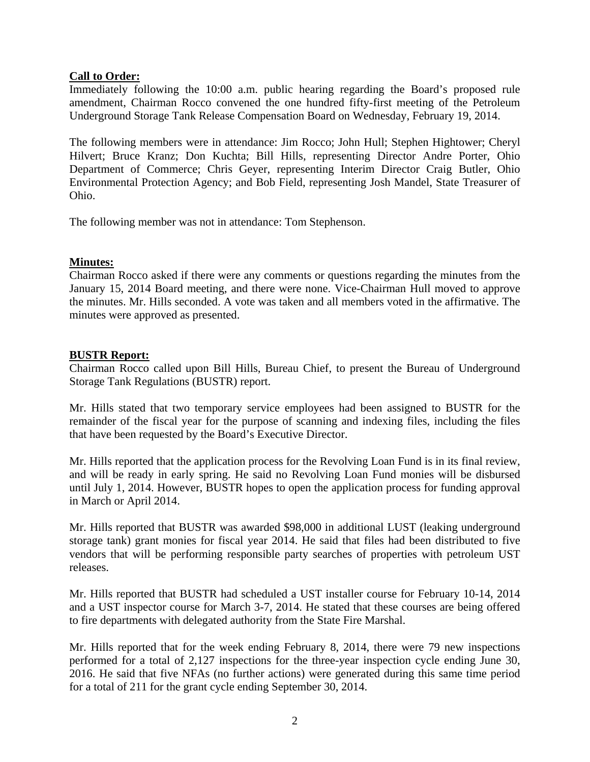**Call to Order:**
Immediately following the 10:00 a.m. public hearing regarding the Board's proposed rule amendment, Chairman Rocco convened the one hundred fifty-first meeting of the Petroleum Underground Storage Tank Release Compensation Board on Wednesday, February 19, 2014.

The following members were in attendance: Jim Rocco; John Hull; Stephen Hightower; Cheryl Hilvert; Bruce Kranz; Don Kuchta; Bill Hills, representing Director Andre Porter, Ohio Department of Commerce; Chris Geyer, representing Interim Director Craig Butler, Ohio Environmental Protection Agency; and Bob Field, representing Josh Mandel, State Treasurer of Ohio.

The following member was not in attendance: Tom Stephenson.

**Minutes:**
Chairman Rocco asked if there were any comments or questions regarding the minutes from the January 15, 2014 Board meeting, and there were none. Vice-Chairman Hull moved to approve the minutes. Mr. Hills seconded. A vote was taken and all members voted in the affirmative. The minutes were approved as presented.

**BUSTR Report:**
Chairman Rocco called upon Bill Hills, Bureau Chief, to present the Bureau of Underground Storage Tank Regulations (BUSTR) report.

Mr. Hills stated that two temporary service employees had been assigned to BUSTR for the remainder of the fiscal year for the purpose of scanning and indexing files, including the files that have been requested by the Board's Executive Director.

Mr. Hills reported that the application process for the Revolving Loan Fund is in its final review, and will be ready in early spring. He said no Revolving Loan Fund monies will be disbursed until July 1, 2014. However, BUSTR hopes to open the application process for funding approval in March or April 2014.

Mr. Hills reported that BUSTR was awarded $98,000 in additional LUST (leaking underground storage tank) grant monies for fiscal year 2014. He said that files had been distributed to five vendors that will be performing responsible party searches of properties with petroleum UST releases.

Mr. Hills reported that BUSTR had scheduled a UST installer course for February 10-14, 2014 and a UST inspector course for March 3-7, 2014. He stated that these courses are being offered to fire departments with delegated authority from the State Fire Marshal.

Mr. Hills reported that for the week ending February 8, 2014, there were 79 new inspections performed for a total of 2,127 inspections for the three-year inspection cycle ending June 30, 2016. He said that five NFAs (no further actions) were generated during this same time period for a total of 211 for the grant cycle ending September 30, 2014.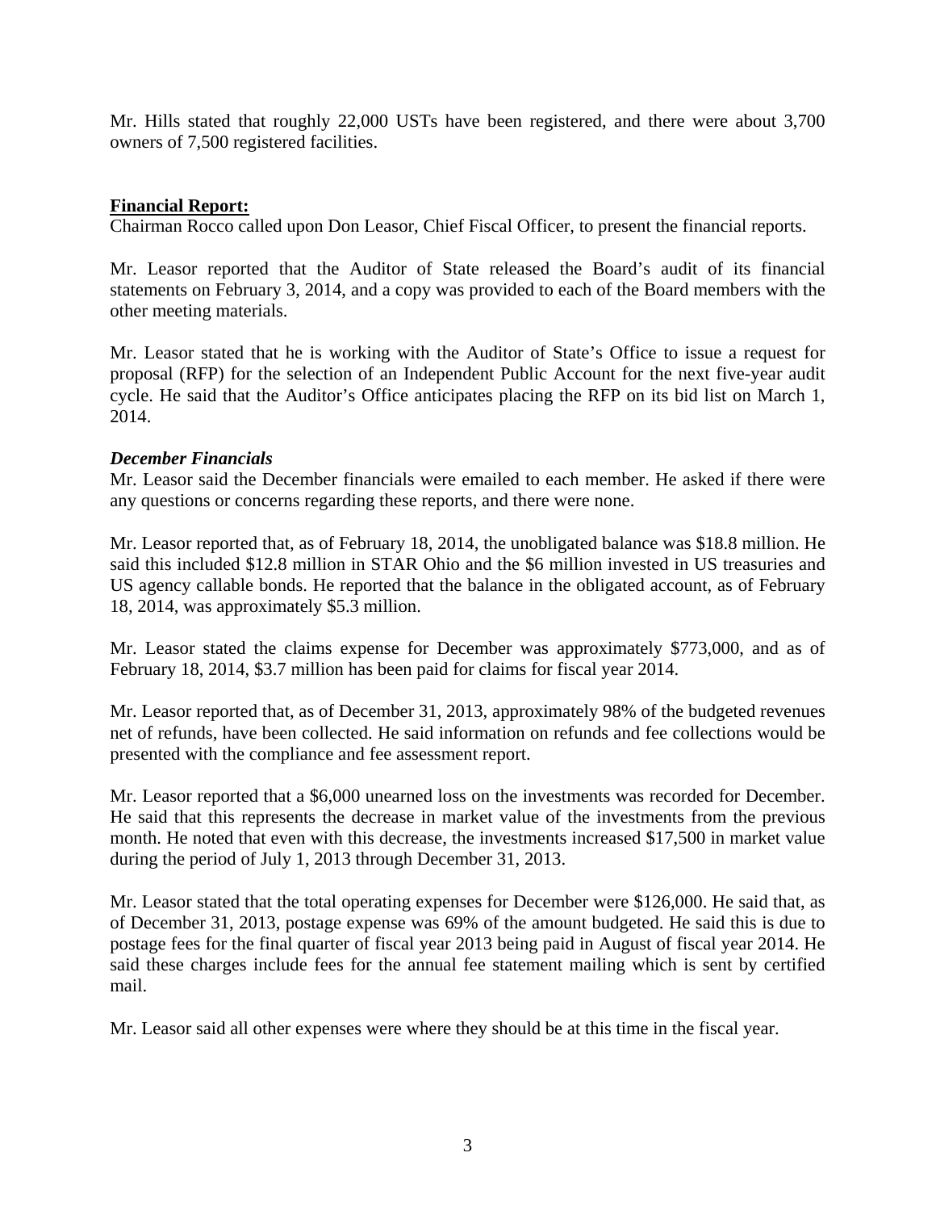Mr. Hills stated that roughly 22,000 USTs have been registered, and there were about 3,700 owners of 7,500 registered facilities.

**Financial Report:**

Chairman Rocco called upon Don Leasor, Chief Fiscal Officer, to present the financial reports.

Mr. Leasor reported that the Auditor of State released the Board's audit of its financial statements on February 3, 2014, and a copy was provided to each of the Board members with the other meeting materials.

Mr. Leasor stated that he is working with the Auditor of State's Office to issue a request for proposal (RFP) for the selection of an Independent Public Account for the next five-year audit cycle. He said that the Auditor's Office anticipates placing the RFP on its bid list on March 1, 2014.

***December Financials***

Mr. Leasor said the December financials were emailed to each member. He asked if there were any questions or concerns regarding these reports, and there were none.

Mr. Leasor reported that, as of February 18, 2014, the unobligated balance was $18.8 million. He said this included $12.8 million in STAR Ohio and the $6 million invested in US treasuries and US agency callable bonds. He reported that the balance in the obligated account, as of February 18, 2014, was approximately $5.3 million.

Mr. Leasor stated the claims expense for December was approximately $773,000, and as of February 18, 2014, $3.7 million has been paid for claims for fiscal year 2014.

Mr. Leasor reported that, as of December 31, 2013, approximately 98% of the budgeted revenues net of refunds, have been collected. He said information on refunds and fee collections would be presented with the compliance and fee assessment report.

Mr. Leasor reported that a $6,000 unearned loss on the investments was recorded for December. He said that this represents the decrease in market value of the investments from the previous month. He noted that even with this decrease, the investments increased $17,500 in market value during the period of July 1, 2013 through December 31, 2013.

Mr. Leasor stated that the total operating expenses for December were $126,000. He said that, as of December 31, 2013, postage expense was 69% of the amount budgeted. He said this is due to postage fees for the final quarter of fiscal year 2013 being paid in August of fiscal year 2014. He said these charges include fees for the annual fee statement mailing which is sent by certified mail.

Mr. Leasor said all other expenses were where they should be at this time in the fiscal year.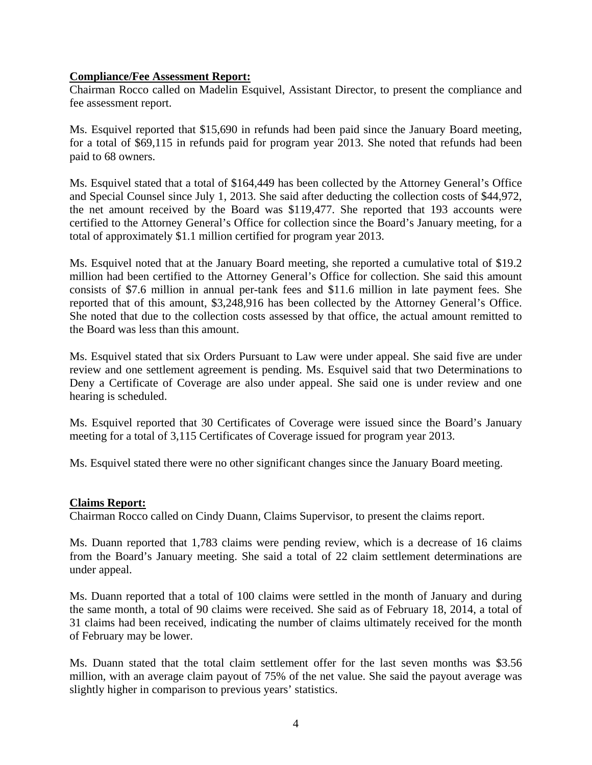**Compliance/Fee Assessment Report:**

Chairman Rocco called on Madelin Esquivel, Assistant Director, to present the compliance and fee assessment report.

Ms. Esquivel reported that $15,690 in refunds had been paid since the January Board meeting, for a total of $69,115 in refunds paid for program year 2013. She noted that refunds had been paid to 68 owners.

Ms. Esquivel stated that a total of $164,449 has been collected by the Attorney General's Office and Special Counsel since July 1, 2013. She said after deducting the collection costs of $44,972, the net amount received by the Board was $119,477. She reported that 193 accounts were certified to the Attorney General's Office for collection since the Board's January meeting, for a total of approximately $1.1 million certified for program year 2013.

Ms. Esquivel noted that at the January Board meeting, she reported a cumulative total of $19.2 million had been certified to the Attorney General's Office for collection. She said this amount consists of $7.6 million in annual per-tank fees and $11.6 million in late payment fees. She reported that of this amount, $3,248,916 has been collected by the Attorney General's Office. She noted that due to the collection costs assessed by that office, the actual amount remitted to the Board was less than this amount.

Ms. Esquivel stated that six Orders Pursuant to Law were under appeal. She said five are under review and one settlement agreement is pending. Ms. Esquivel said that two Determinations to Deny a Certificate of Coverage are also under appeal. She said one is under review and one hearing is scheduled.

Ms. Esquivel reported that 30 Certificates of Coverage were issued since the Board's January meeting for a total of 3,115 Certificates of Coverage issued for program year 2013.

Ms. Esquivel stated there were no other significant changes since the January Board meeting.

**Claims Report:**

Chairman Rocco called on Cindy Duann, Claims Supervisor, to present the claims report.

Ms. Duann reported that 1,783 claims were pending review, which is a decrease of 16 claims from the Board's January meeting. She said a total of 22 claim settlement determinations are under appeal.

Ms. Duann reported that a total of 100 claims were settled in the month of January and during the same month, a total of 90 claims were received. She said as of February 18, 2014, a total of 31 claims had been received, indicating the number of claims ultimately received for the month of February may be lower.

Ms. Duann stated that the total claim settlement offer for the last seven months was $3.56 million, with an average claim payout of 75% of the net value. She said the payout average was slightly higher in comparison to previous years' statistics.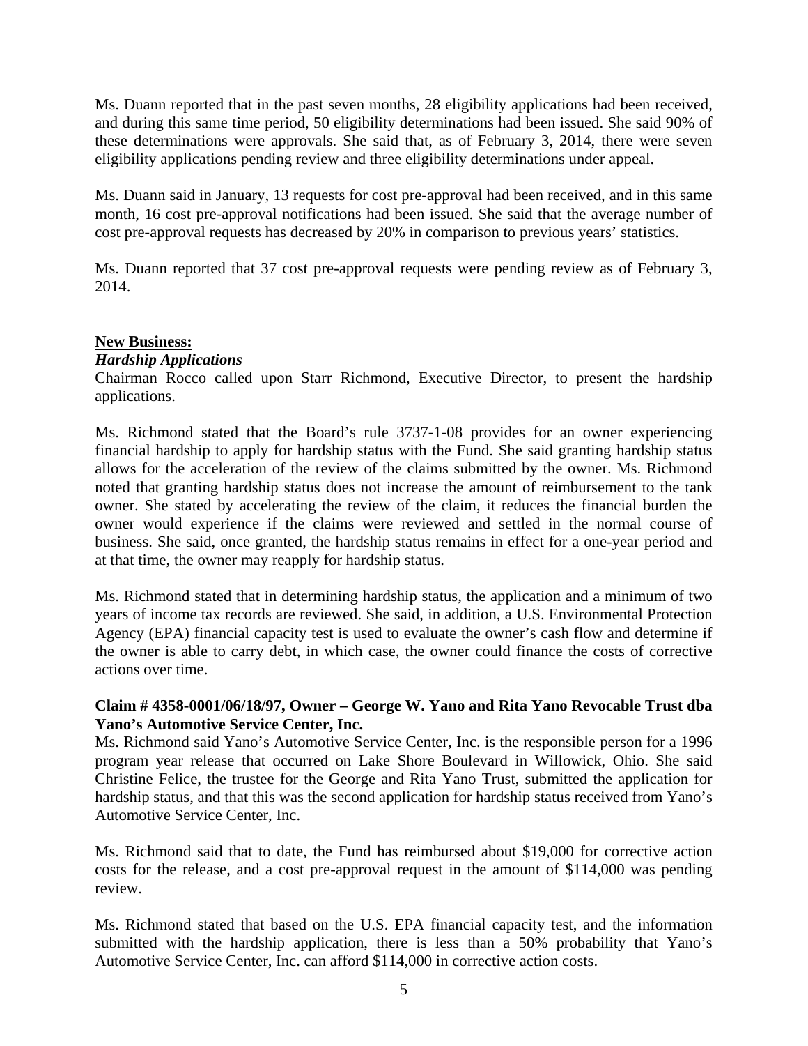Ms. Duann reported that in the past seven months, 28 eligibility applications had been received, and during this same time period, 50 eligibility determinations had been issued. She said 90% of these determinations were approvals. She said that, as of February 3, 2014, there were seven eligibility applications pending review and three eligibility determinations under appeal.

Ms. Duann said in January, 13 requests for cost pre-approval had been received, and in this same month, 16 cost pre-approval notifications had been issued. She said that the average number of cost pre-approval requests has decreased by 20% in comparison to previous years' statistics.

Ms. Duann reported that 37 cost pre-approval requests were pending review as of February 3, 2014.

**New Business:**

***Hardship Applications***

Chairman Rocco called upon Starr Richmond, Executive Director, to present the hardship applications.

Ms. Richmond stated that the Board's rule 3737-1-08 provides for an owner experiencing financial hardship to apply for hardship status with the Fund. She said granting hardship status allows for the acceleration of the review of the claims submitted by the owner. Ms. Richmond noted that granting hardship status does not increase the amount of reimbursement to the tank owner. She stated by accelerating the review of the claim, it reduces the financial burden the owner would experience if the claims were reviewed and settled in the normal course of business. She said, once granted, the hardship status remains in effect for a one-year period and at that time, the owner may reapply for hardship status.

Ms. Richmond stated that in determining hardship status, the application and a minimum of two years of income tax records are reviewed. She said, in addition, a U.S. Environmental Protection Agency (EPA) financial capacity test is used to evaluate the owner's cash flow and determine if the owner is able to carry debt, in which case, the owner could finance the costs of corrective actions over time.

**Claim # 4358-0001/06/18/97, Owner – George W. Yano and Rita Yano Revocable Trust dba Yano's Automotive Service Center, Inc.**

Ms. Richmond said Yano's Automotive Service Center, Inc. is the responsible person for a 1996 program year release that occurred on Lake Shore Boulevard in Willowick, Ohio. She said Christine Felice, the trustee for the George and Rita Yano Trust, submitted the application for hardship status, and that this was the second application for hardship status received from Yano's Automotive Service Center, Inc.

Ms. Richmond said that to date, the Fund has reimbursed about $19,000 for corrective action costs for the release, and a cost pre-approval request in the amount of $114,000 was pending review.

Ms. Richmond stated that based on the U.S. EPA financial capacity test, and the information submitted with the hardship application, there is less than a 50% probability that Yano's Automotive Service Center, Inc. can afford $114,000 in corrective action costs.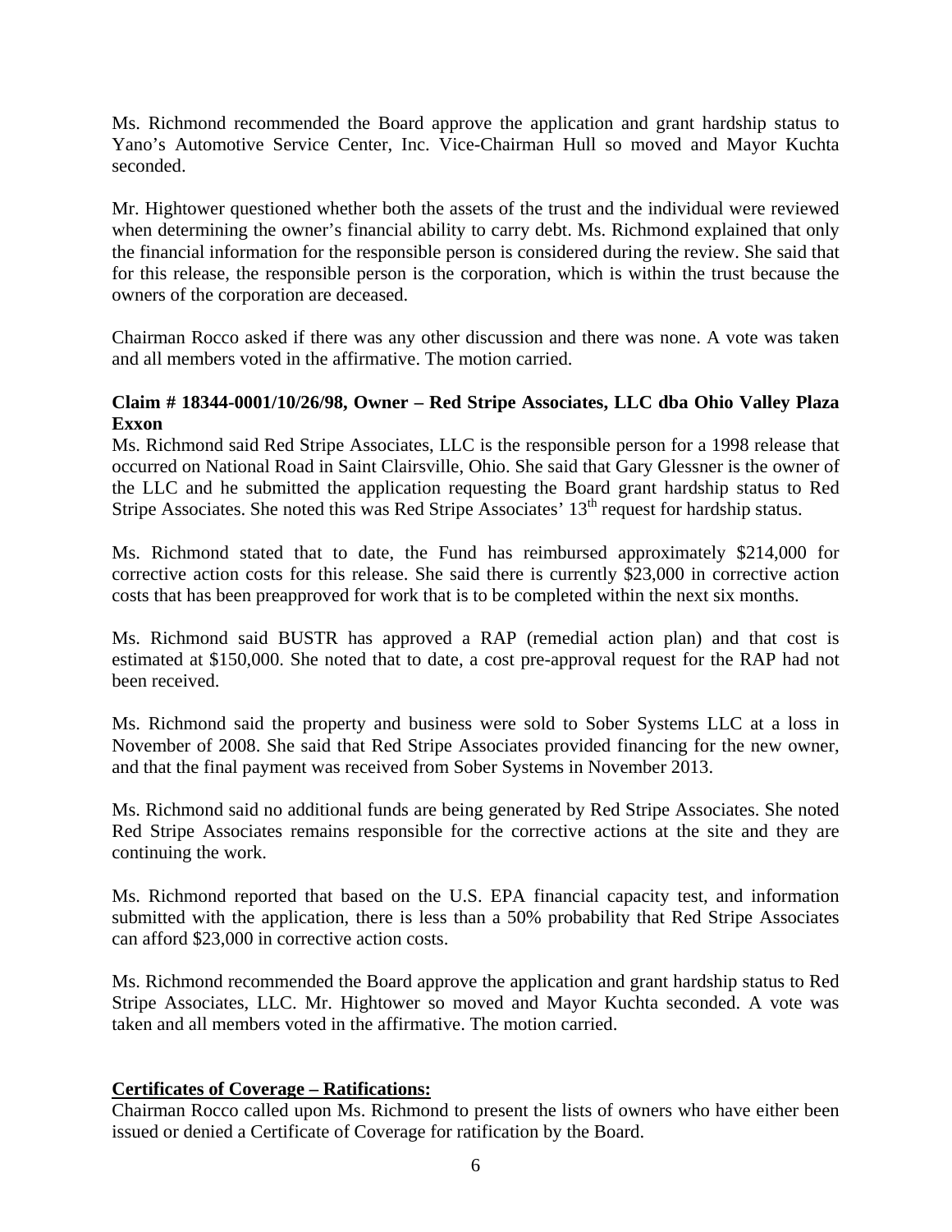Ms. Richmond recommended the Board approve the application and grant hardship status to Yano's Automotive Service Center, Inc. Vice-Chairman Hull so moved and Mayor Kuchta seconded.

Mr. Hightower questioned whether both the assets of the trust and the individual were reviewed when determining the owner's financial ability to carry debt. Ms. Richmond explained that only the financial information for the responsible person is considered during the review. She said that for this release, the responsible person is the corporation, which is within the trust because the owners of the corporation are deceased.

Chairman Rocco asked if there was any other discussion and there was none. A vote was taken and all members voted in the affirmative. The motion carried.

**Claim # 18344-0001/10/26/98, Owner – Red Stripe Associates, LLC dba Ohio Valley Plaza Exxon**

Ms. Richmond said Red Stripe Associates, LLC is the responsible person for a 1998 release that occurred on National Road in Saint Clairsville, Ohio. She said that Gary Glessner is the owner of the LLC and he submitted the application requesting the Board grant hardship status to Red Stripe Associates. She noted this was Red Stripe Associates' 13th request for hardship status.

Ms. Richmond stated that to date, the Fund has reimbursed approximately $214,000 for corrective action costs for this release. She said there is currently $23,000 in corrective action costs that has been preapproved for work that is to be completed within the next six months.

Ms. Richmond said BUSTR has approved a RAP (remedial action plan) and that cost is estimated at $150,000. She noted that to date, a cost pre-approval request for the RAP had not been received.

Ms. Richmond said the property and business were sold to Sober Systems LLC at a loss in November of 2008. She said that Red Stripe Associates provided financing for the new owner, and that the final payment was received from Sober Systems in November 2013.

Ms. Richmond said no additional funds are being generated by Red Stripe Associates. She noted Red Stripe Associates remains responsible for the corrective actions at the site and they are continuing the work.

Ms. Richmond reported that based on the U.S. EPA financial capacity test, and information submitted with the application, there is less than a 50% probability that Red Stripe Associates can afford $23,000 in corrective action costs.

Ms. Richmond recommended the Board approve the application and grant hardship status to Red Stripe Associates, LLC. Mr. Hightower so moved and Mayor Kuchta seconded. A vote was taken and all members voted in the affirmative. The motion carried.

**Certificates of Coverage – Ratifications:**

Chairman Rocco called upon Ms. Richmond to present the lists of owners who have either been issued or denied a Certificate of Coverage for ratification by the Board.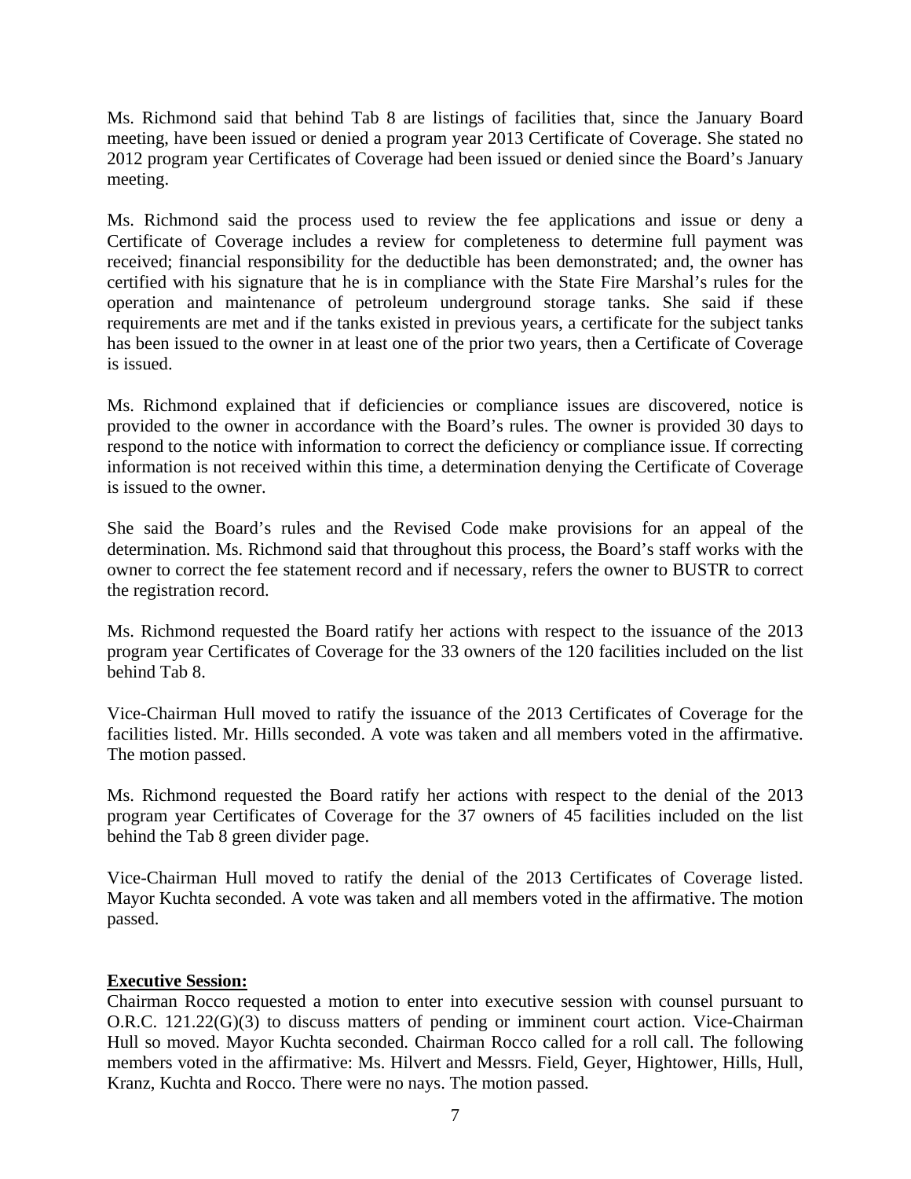Ms. Richmond said that behind Tab 8 are listings of facilities that, since the January Board meeting, have been issued or denied a program year 2013 Certificate of Coverage. She stated no 2012 program year Certificates of Coverage had been issued or denied since the Board's January meeting.

Ms. Richmond said the process used to review the fee applications and issue or deny a Certificate of Coverage includes a review for completeness to determine full payment was received; financial responsibility for the deductible has been demonstrated; and, the owner has certified with his signature that he is in compliance with the State Fire Marshal's rules for the operation and maintenance of petroleum underground storage tanks. She said if these requirements are met and if the tanks existed in previous years, a certificate for the subject tanks has been issued to the owner in at least one of the prior two years, then a Certificate of Coverage is issued.

Ms. Richmond explained that if deficiencies or compliance issues are discovered, notice is provided to the owner in accordance with the Board's rules. The owner is provided 30 days to respond to the notice with information to correct the deficiency or compliance issue. If correcting information is not received within this time, a determination denying the Certificate of Coverage is issued to the owner.

She said the Board's rules and the Revised Code make provisions for an appeal of the determination. Ms. Richmond said that throughout this process, the Board's staff works with the owner to correct the fee statement record and if necessary, refers the owner to BUSTR to correct the registration record.

Ms. Richmond requested the Board ratify her actions with respect to the issuance of the 2013 program year Certificates of Coverage for the 33 owners of the 120 facilities included on the list behind Tab 8.

Vice-Chairman Hull moved to ratify the issuance of the 2013 Certificates of Coverage for the facilities listed. Mr. Hills seconded. A vote was taken and all members voted in the affirmative. The motion passed.

Ms. Richmond requested the Board ratify her actions with respect to the denial of the 2013 program year Certificates of Coverage for the 37 owners of 45 facilities included on the list behind the Tab 8 green divider page.

Vice-Chairman Hull moved to ratify the denial of the 2013 Certificates of Coverage listed. Mayor Kuchta seconded. A vote was taken and all members voted in the affirmative. The motion passed.

**Executive Session:**

Chairman Rocco requested a motion to enter into executive session with counsel pursuant to O.R.C. 121.22(G)(3) to discuss matters of pending or imminent court action. Vice-Chairman Hull so moved. Mayor Kuchta seconded. Chairman Rocco called for a roll call. The following members voted in the affirmative: Ms. Hilvert and Messrs. Field, Geyer, Hightower, Hills, Hull, Kranz, Kuchta and Rocco. There were no nays. The motion passed.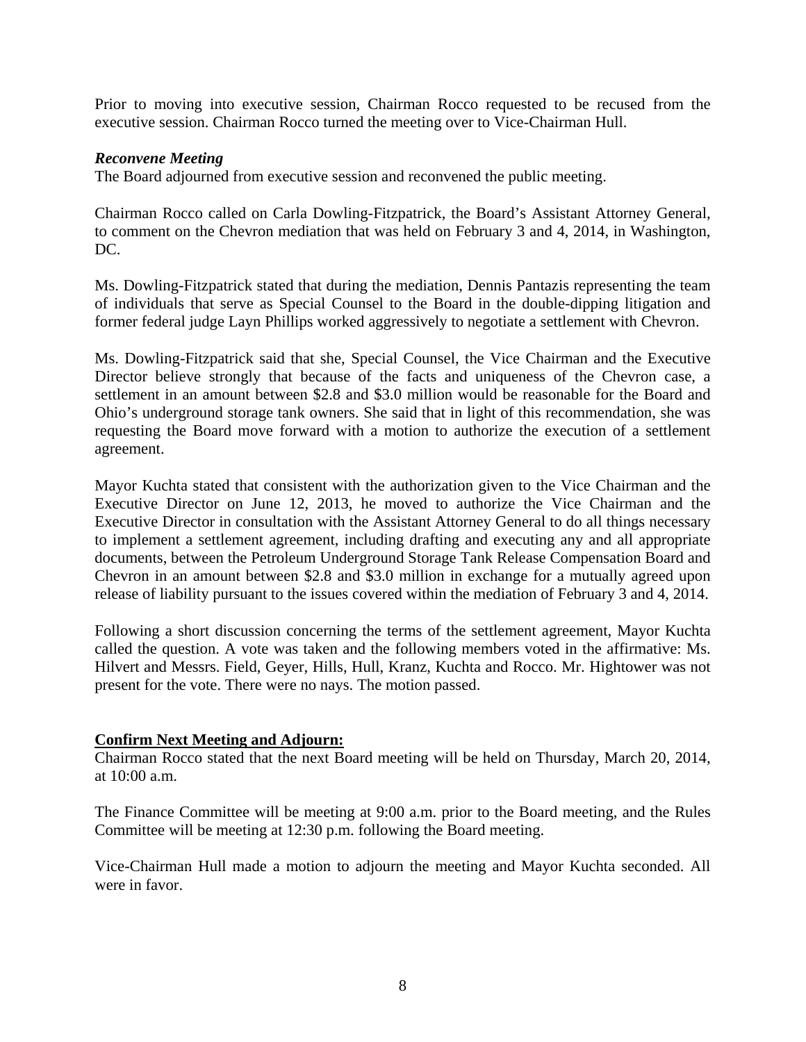Prior to moving into executive session, Chairman Rocco requested to be recused from the executive session. Chairman Rocco turned the meeting over to Vice-Chairman Hull.

***Reconvene Meeting***

The Board adjourned from executive session and reconvened the public meeting.

Chairman Rocco called on Carla Dowling-Fitzpatrick, the Board's Assistant Attorney General, to comment on the Chevron mediation that was held on February 3 and 4, 2014, in Washington, DC.

Ms. Dowling-Fitzpatrick stated that during the mediation, Dennis Pantazis representing the team of individuals that serve as Special Counsel to the Board in the double-dipping litigation and former federal judge Layn Phillips worked aggressively to negotiate a settlement with Chevron.

Ms. Dowling-Fitzpatrick said that she, Special Counsel, the Vice Chairman and the Executive Director believe strongly that because of the facts and uniqueness of the Chevron case, a settlement in an amount between $2.8 and $3.0 million would be reasonable for the Board and Ohio's underground storage tank owners. She said that in light of this recommendation, she was requesting the Board move forward with a motion to authorize the execution of a settlement agreement.

Mayor Kuchta stated that consistent with the authorization given to the Vice Chairman and the Executive Director on June 12, 2013, he moved to authorize the Vice Chairman and the Executive Director in consultation with the Assistant Attorney General to do all things necessary to implement a settlement agreement, including drafting and executing any and all appropriate documents, between the Petroleum Underground Storage Tank Release Compensation Board and Chevron in an amount between $2.8 and $3.0 million in exchange for a mutually agreed upon release of liability pursuant to the issues covered within the mediation of February 3 and 4, 2014.

Following a short discussion concerning the terms of the settlement agreement, Mayor Kuchta called the question. A vote was taken and the following members voted in the affirmative: Ms. Hilvert and Messrs. Field, Geyer, Hills, Hull, Kranz, Kuchta and Rocco. Mr. Hightower was not present for the vote. There were no nays. The motion passed.

**Confirm Next Meeting and Adjourn:**

Chairman Rocco stated that the next Board meeting will be held on Thursday, March 20, 2014, at 10:00 a.m.

The Finance Committee will be meeting at 9:00 a.m. prior to the Board meeting, and the Rules Committee will be meeting at 12:30 p.m. following the Board meeting.

Vice-Chairman Hull made a motion to adjourn the meeting and Mayor Kuchta seconded. All were in favor.